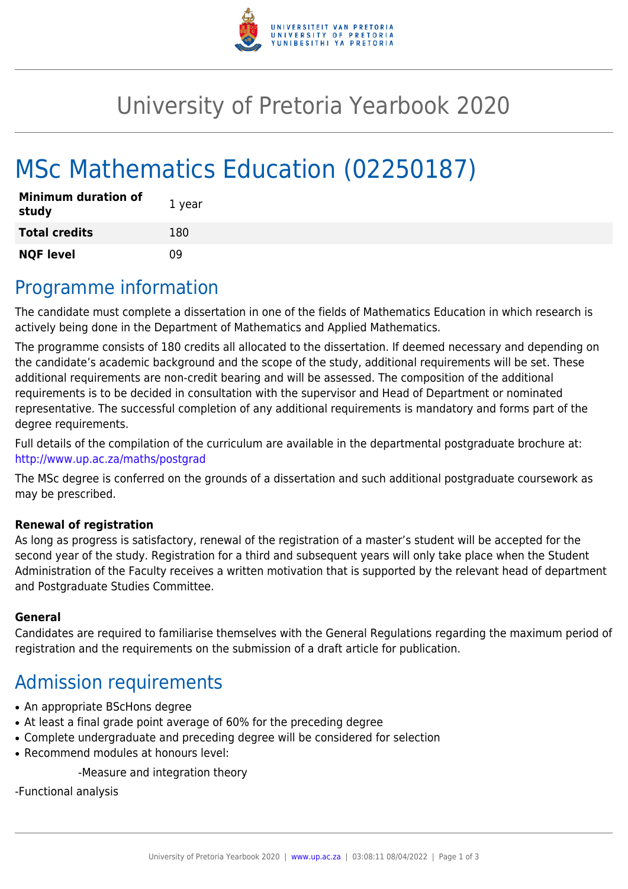# University of Pretoria Yearbook 2020

# MSc Mathematics Education (02250187)

| | |
|---|---|
| **Minimum duration of study** | 1 year |
| **Total credits** | 180 |
| **NQF level** | 09 |

## Programme information

The candidate must complete a dissertation in one of the fields of Mathematics Education in which research is actively being done in the Department of Mathematics and Applied Mathematics.

The programme consists of 180 credits all allocated to the dissertation. If deemed necessary and depending on the candidate's academic background and the scope of the study, additional requirements will be set. These additional requirements are non-credit bearing and will be assessed. The composition of the additional requirements is to be decided in consultation with the supervisor and Head of Department or nominated representative. The successful completion of any additional requirements is mandatory and forms part of the degree requirements.

Full details of the compilation of the curriculum are available in the departmental postgraduate brochure at: http://www.up.ac.za/maths/postgrad

The MSc degree is conferred on the grounds of a dissertation and such additional postgraduate coursework as may be prescribed.

**Renewal of registration**

As long as progress is satisfactory, renewal of the registration of a master's student will be accepted for the second year of the study. Registration for a third and subsequent years will only take place when the Student Administration of the Faculty receives a written motivation that is supported by the relevant head of department and Postgraduate Studies Committee.

**General**

Candidates are required to familiarise themselves with the General Regulations regarding the maximum period of registration and the requirements on the submission of a draft article for publication.

## Admission requirements

- An appropriate BScHons degree
- At least a final grade point average of 60% for the preceding degree
- Complete undergraduate and preceding degree will be considered for selection
- Recommend modules at honours level:

  -Measure and integration theory

-Functional analysis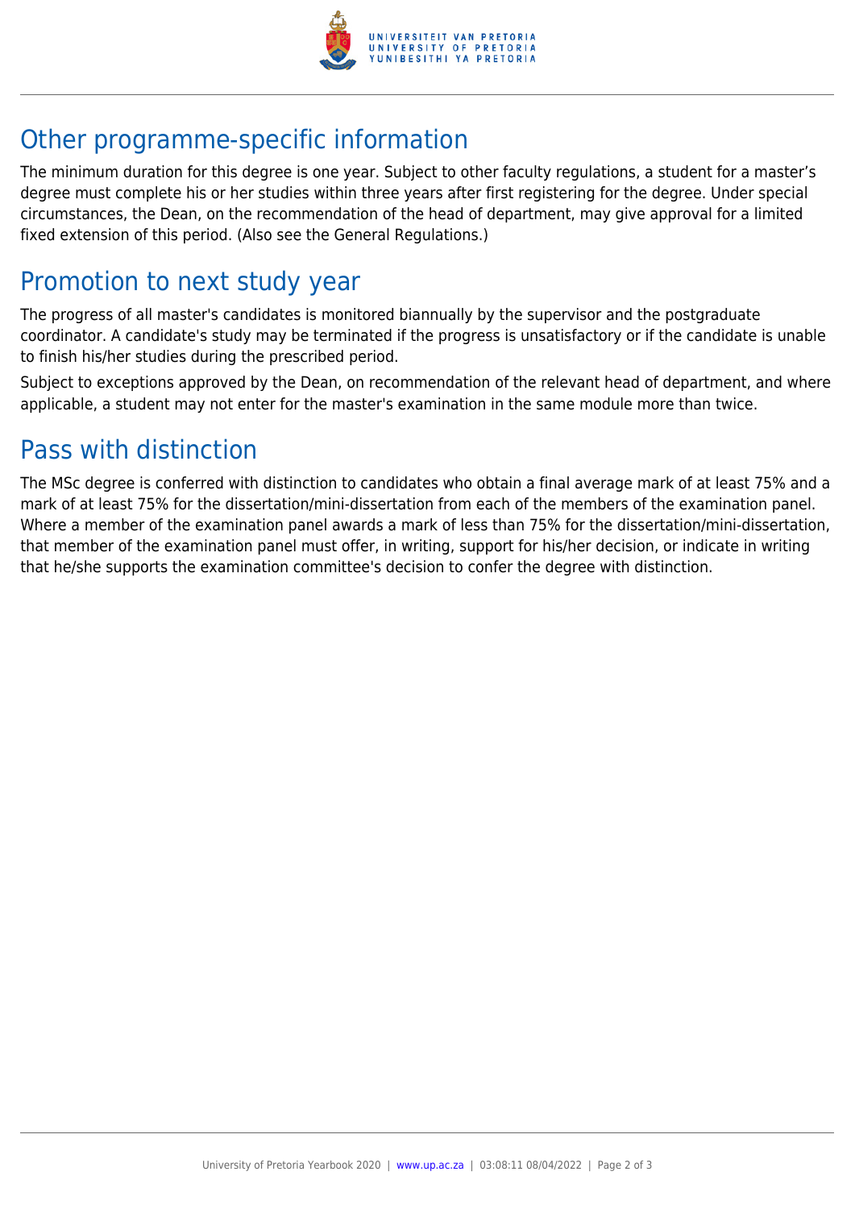## Other programme-specific information

The minimum duration for this degree is one year. Subject to other faculty regulations, a student for a master’s degree must complete his or her studies within three years after first registering for the degree. Under special circumstances, the Dean, on the recommendation of the head of department, may give approval for a limited fixed extension of this period. (Also see the General Regulations.)

## Promotion to next study year

The progress of all master's candidates is monitored biannually by the supervisor and the postgraduate coordinator. A candidate's study may be terminated if the progress is unsatisfactory or if the candidate is unable to finish his/her studies during the prescribed period.

Subject to exceptions approved by the Dean, on recommendation of the relevant head of department, and where applicable, a student may not enter for the master's examination in the same module more than twice.

## Pass with distinction

The MSc degree is conferred with distinction to candidates who obtain a final average mark of at least 75% and a mark of at least 75% for the dissertation/mini-dissertation from each of the members of the examination panel. Where a member of the examination panel awards a mark of less than 75% for the dissertation/mini-dissertation, that member of the examination panel must offer, in writing, support for his/her decision, or indicate in writing that he/she supports the examination committee's decision to confer the degree with distinction.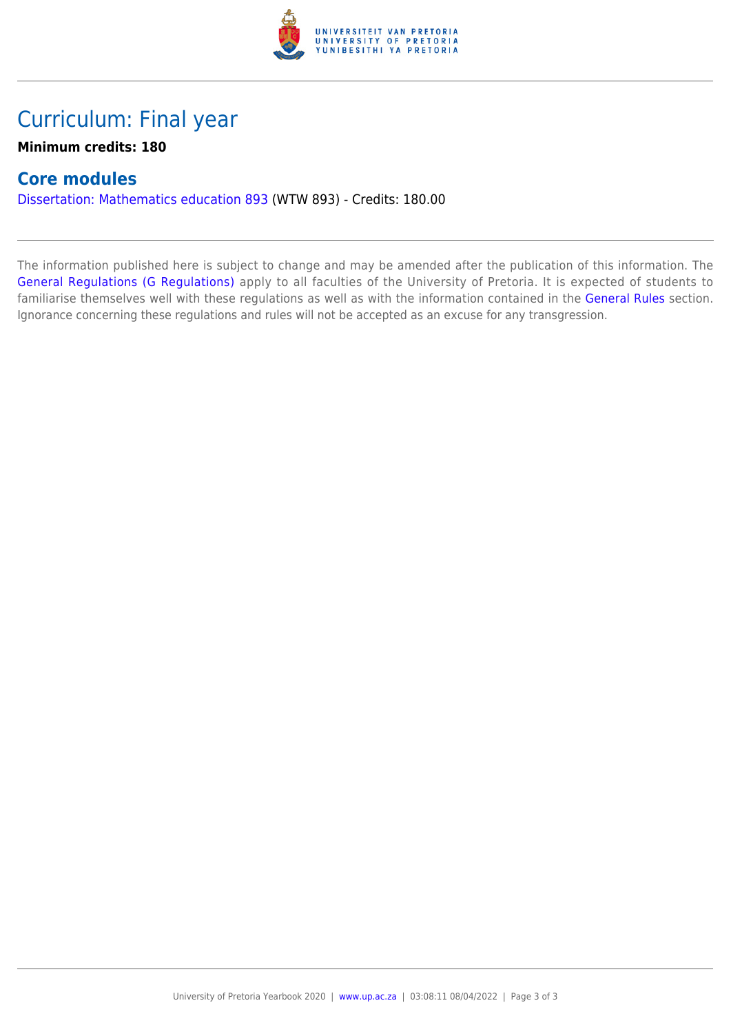## Curriculum: Final year

**Minimum credits: 180**

### Core modules

Dissertation: Mathematics education 893 (WTW 893) - Credits: 180.00

The information published here is subject to change and may be amended after the publication of this information. The General Regulations (G Regulations) apply to all faculties of the University of Pretoria. It is expected of students to familiarise themselves well with these regulations as well as with the information contained in the General Rules section. Ignorance concerning these regulations and rules will not be accepted as an excuse for any transgression.